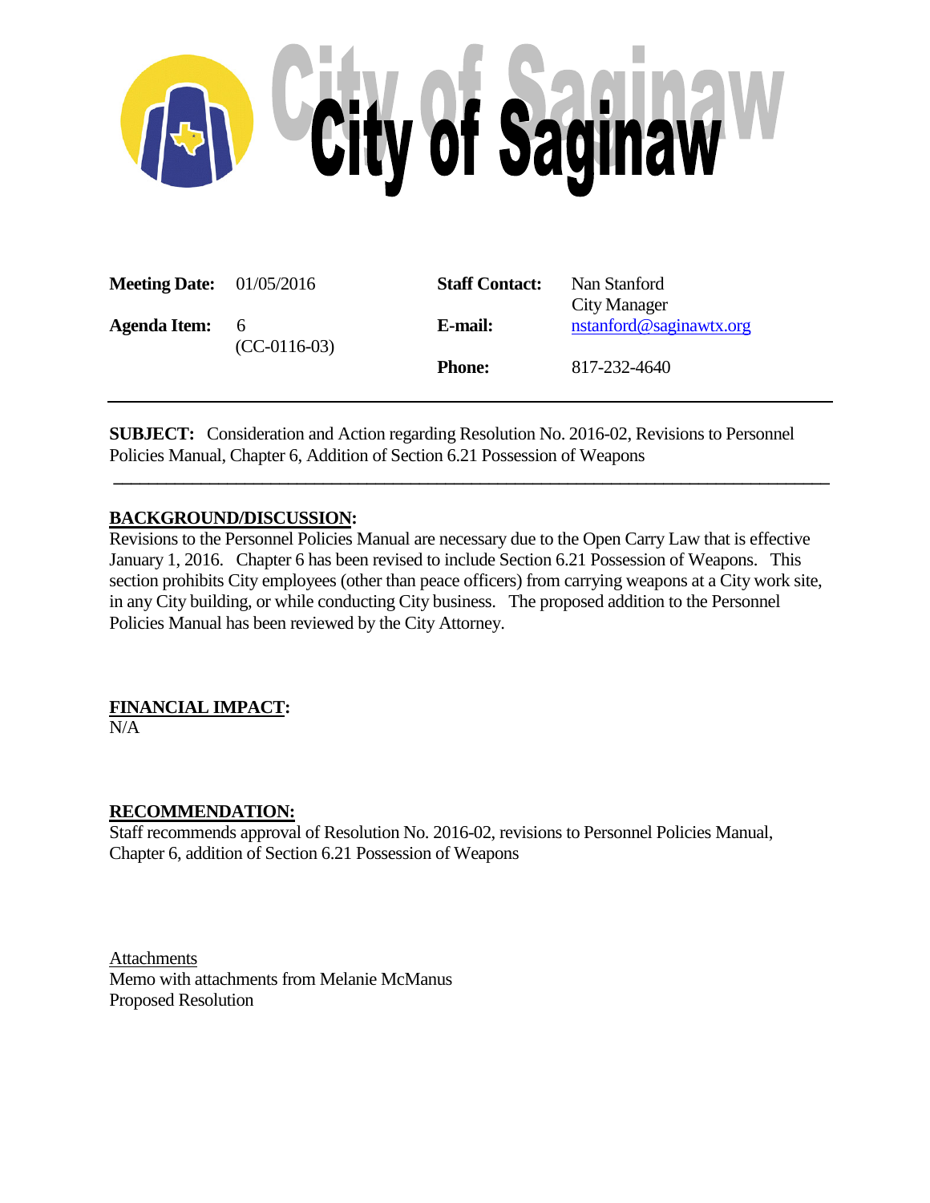# City of Saginaw

| | | | |
|---|---|---|---|
| **Meeting Date:** | 01/05/2016 | **Staff Contact:** | Nan Stanford<br>City Manager |
| **Agenda Item:** | 6<br>(CC-0116-03) | **E-mail:** | nstanford@saginawtx.org |
| | | **Phone:** | 817-232-4640 |

---

**SUBJECT:** Consideration and Action regarding Resolution No. 2016-02, Revisions to Personnel Policies Manual, Chapter 6, Addition of Section 6.21 Possession of Weapons

---

## BACKGROUND/DISCUSSION:

Revisions to the Personnel Policies Manual are necessary due to the Open Carry Law that is effective January 1, 2016. Chapter 6 has been revised to include Section 6.21 Possession of Weapons. This section prohibits City employees (other than peace officers) from carrying weapons at a City work site, in any City building, or while conducting City business. The proposed addition to the Personnel Policies Manual has been reviewed by the City Attorney.

## FINANCIAL IMPACT:

N/A

## RECOMMENDATION:

Staff recommends approval of Resolution No. 2016-02, revisions to Personnel Policies Manual, Chapter 6, addition of Section 6.21 Possession of Weapons

Attachments
Memo with attachments from Melanie McManus
Proposed Resolution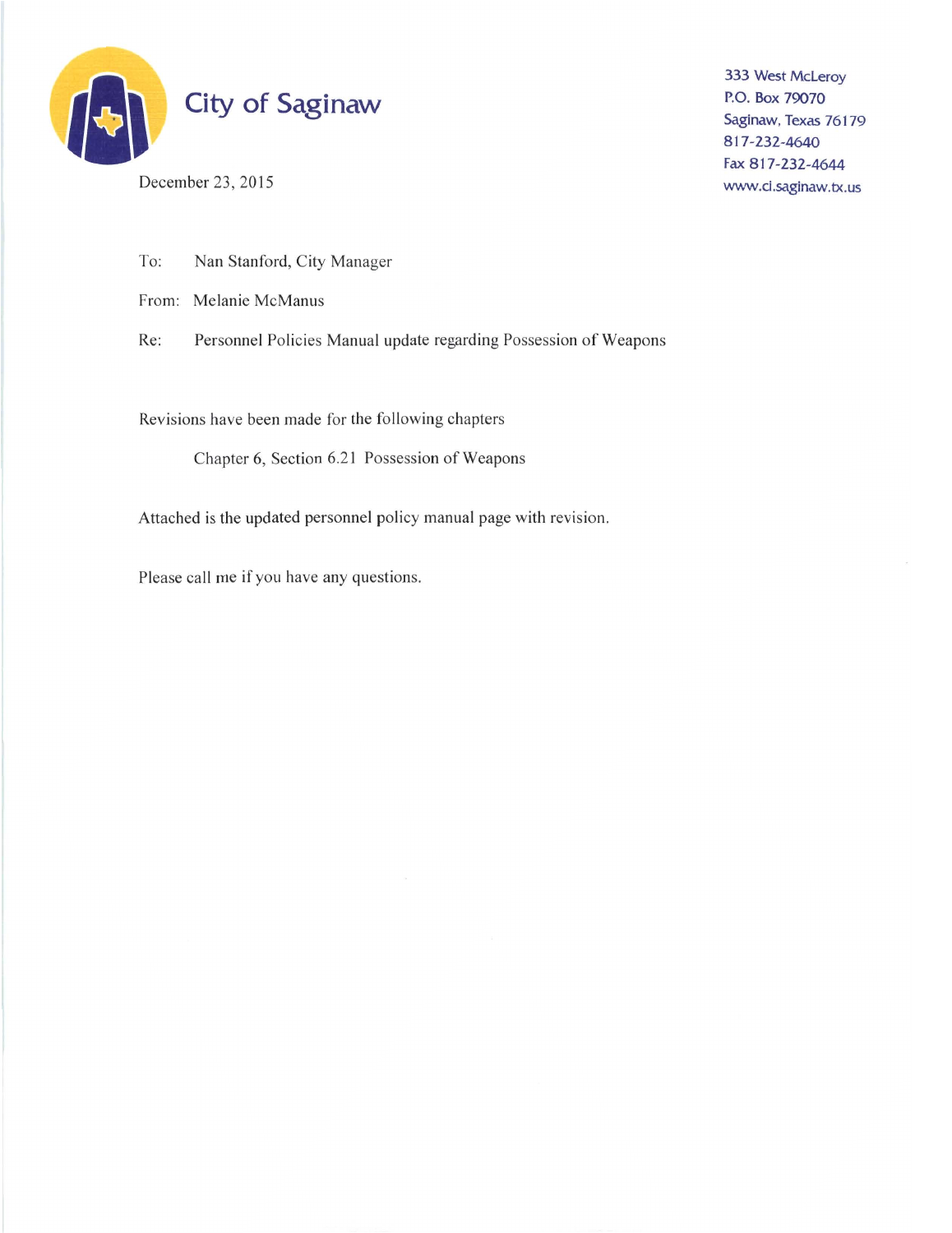# City of Saginaw

333 West McLeroy
P.O. Box 79070
Saginaw, Texas 76179
817-232-4640
Fax 817-232-4644
www.ci.saginaw.tx.us

December 23, 2015

To: Nan Stanford, City Manager

From: Melanie McManus

Re: Personnel Policies Manual update regarding Possession of Weapons

Revisions have been made for the following chapters

Chapter 6, Section 6.21 Possession of Weapons

Attached is the updated personnel policy manual page with revision.

Please call me if you have any questions.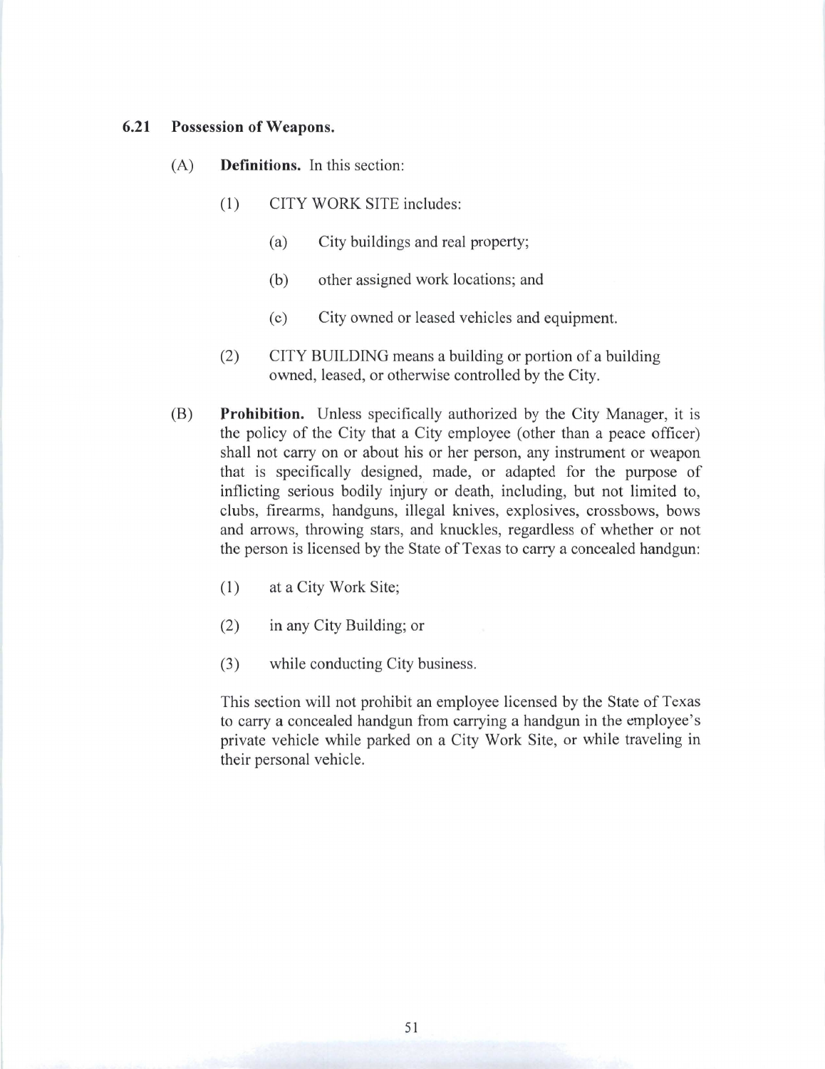## 6.21 Possession of Weapons.

(A) **Definitions.** In this section:

(1) CITY WORK SITE includes:

(a) City buildings and real property;

(b) other assigned work locations; and

(c) City owned or leased vehicles and equipment.

(2) CITY BUILDING means a building or portion of a building owned, leased, or otherwise controlled by the City.

(B) **Prohibition.** Unless specifically authorized by the City Manager, it is the policy of the City that a City employee (other than a peace officer) shall not carry on or about his or her person, any instrument or weapon that is specifically designed, made, or adapted for the purpose of inflicting serious bodily injury or death, including, but not limited to, clubs, firearms, handguns, illegal knives, explosives, crossbows, bows and arrows, throwing stars, and knuckles, regardless of whether or not the person is licensed by the State of Texas to carry a concealed handgun:

(1) at a City Work Site;

(2) in any City Building; or

(3) while conducting City business.

This section will not prohibit an employee licensed by the State of Texas to carry a concealed handgun from carrying a handgun in the employee's private vehicle while parked on a City Work Site, or while traveling in their personal vehicle.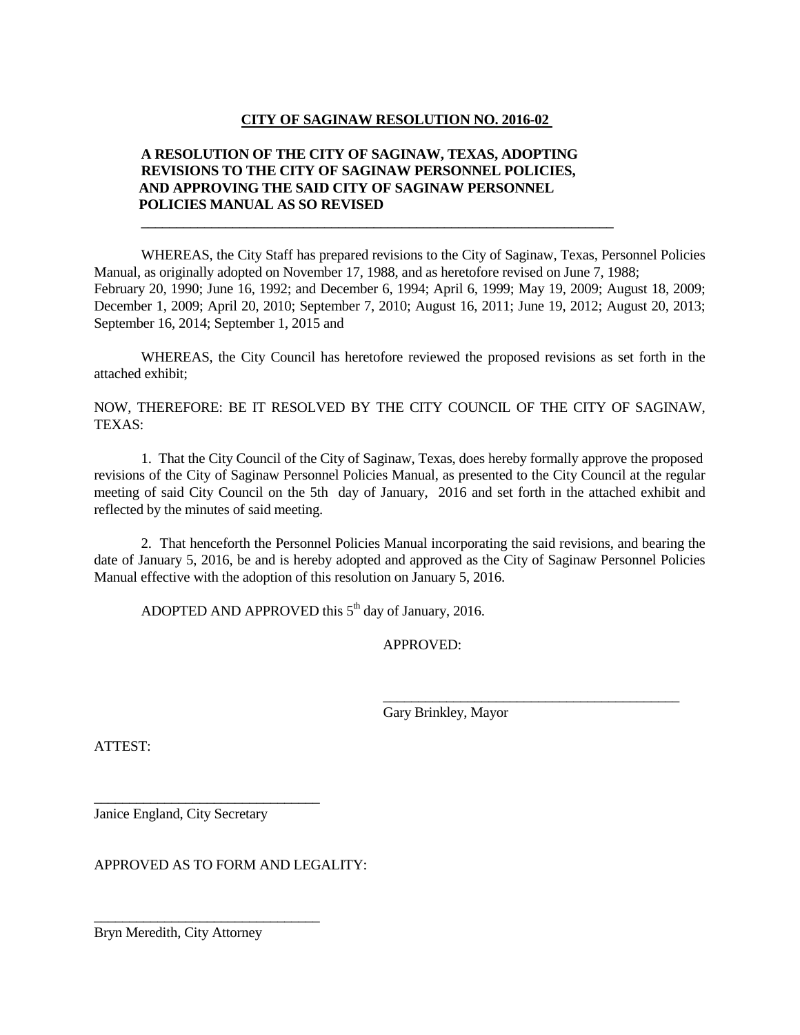# CITY OF SAGINAW RESOLUTION NO. 2016-02

**A RESOLUTION OF THE CITY OF SAGINAW, TEXAS, ADOPTING REVISIONS TO THE CITY OF SAGINAW PERSONNEL POLICIES, AND APPROVING THE SAID CITY OF SAGINAW PERSONNEL POLICIES MANUAL AS SO REVISED**

WHEREAS, the City Staff has prepared revisions to the City of Saginaw, Texas, Personnel Policies Manual, as originally adopted on November 17, 1988, and as heretofore revised on June 7, 1988; February 20, 1990; June 16, 1992; and December 6, 1994; April 6, 1999; May 19, 2009; August 18, 2009; December 1, 2009; April 20, 2010; September 7, 2010; August 16, 2011; June 19, 2012; August 20, 2013; September 16, 2014; September 1, 2015 and

WHEREAS, the City Council has heretofore reviewed the proposed revisions as set forth in the attached exhibit;

NOW, THEREFORE: BE IT RESOLVED BY THE CITY COUNCIL OF THE CITY OF SAGINAW, TEXAS:

1. That the City Council of the City of Saginaw, Texas, does hereby formally approve the proposed revisions of the City of Saginaw Personnel Policies Manual, as presented to the City Council at the regular meeting of said City Council on the 5th day of January, 2016 and set forth in the attached exhibit and reflected by the minutes of said meeting.

2. That henceforth the Personnel Policies Manual incorporating the said revisions, and bearing the date of January 5, 2016, be and is hereby adopted and approved as the City of Saginaw Personnel Policies Manual effective with the adoption of this resolution on January 5, 2016.

ADOPTED AND APPROVED this 5th day of January, 2016.

APPROVED:

\_\_\_\_\_\_\_\_\_\_\_\_\_\_\_\_\_\_\_\_\_\_\_\_\_\_\_\_\_\_\_\_\_\_\_\_\_\_\_\_\_\_\_\_
Gary Brinkley, Mayor

ATTEST:

\_\_\_\_\_\_\_\_\_\_\_\_\_\_\_\_\_\_\_\_\_\_\_\_\_\_\_\_\_\_\_\_\_
Janice England, City Secretary

APPROVED AS TO FORM AND LEGALITY:

\_\_\_\_\_\_\_\_\_\_\_\_\_\_\_\_\_\_\_\_\_\_\_\_\_\_\_\_\_\_\_\_\_
Bryn Meredith, City Attorney